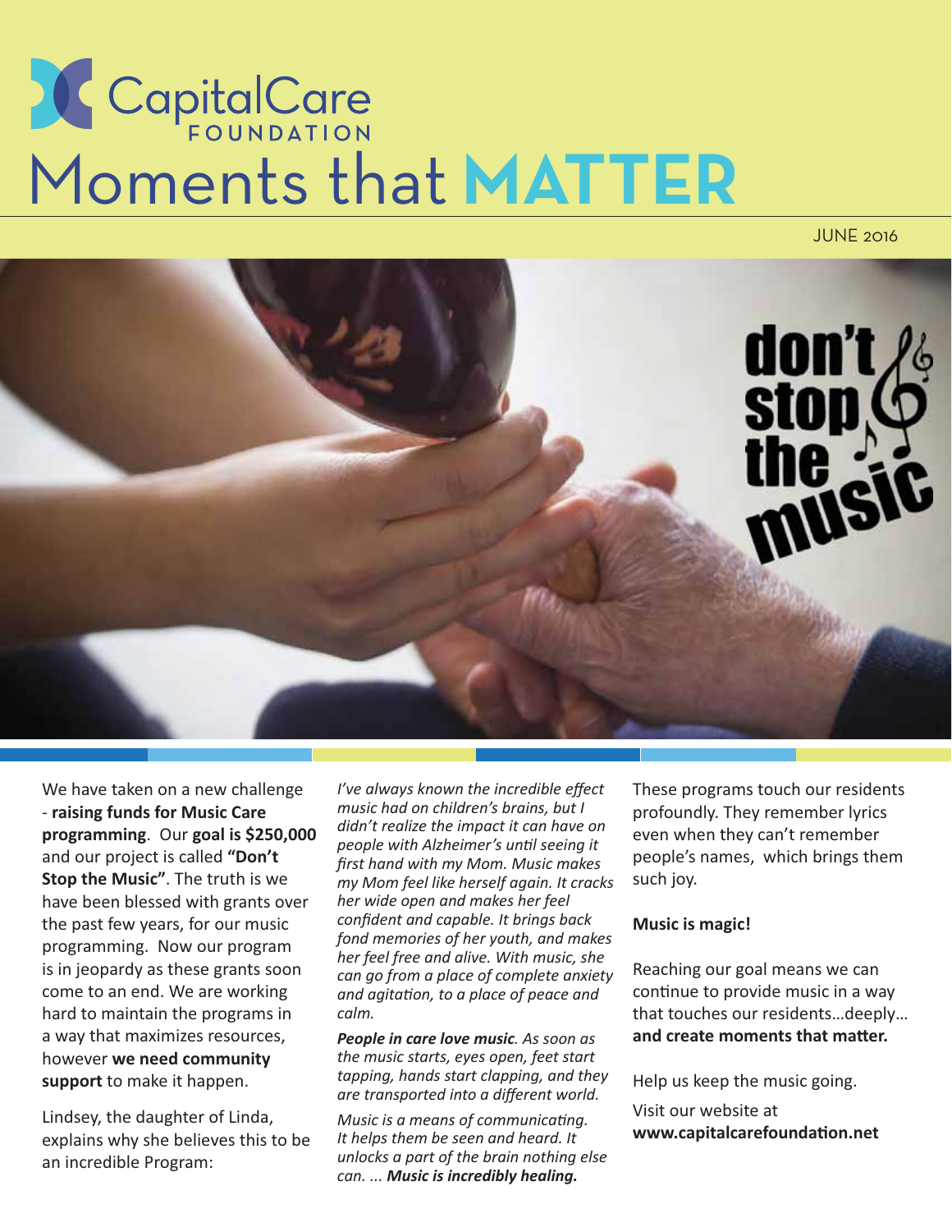# CapitalCare FOUNDATION

# Moments that MATTER

JUNE 2016

don't stop the music

We have taken on a new challenge - **raising funds for Music Care programming**. Our **goal is $250,000** and our project is called **"Don't Stop the Music"**. The truth is we have been blessed with grants over the past few years, for our music programming. Now our program is in jeopardy as these grants soon come to an end. We are working hard to maintain the programs in a way that maximizes resources, however **we need community support** to make it happen.

Lindsey, the daughter of Linda, explains why she believes this to be an incredible Program:

*I've always known the incredible effect music had on children's brains, but I didn't realize the impact it can have on people with Alzheimer's until seeing it first hand with my Mom. Music makes my Mom feel like herself again. It cracks her wide open and makes her feel confident and capable. It brings back fond memories of her youth, and makes her feel free and alive. With music, she can go from a place of complete anxiety and agitation, to a place of peace and calm.*

***People in care love music**. As soon as the music starts, eyes open, feet start tapping, hands start clapping, and they are transported into a different world.*

*Music is a means of communicating. It helps them be seen and heard. It unlocks a part of the brain nothing else can. ... **Music is incredibly healing.***

These programs touch our residents profoundly. They remember lyrics even when they can't remember people's names, which brings them such joy.

**Music is magic!**

Reaching our goal means we can continue to provide music in a way that touches our residents…deeply… **and create moments that matter.**

Help us keep the music going.

Visit our website at **www.capitalcarefoundation.net**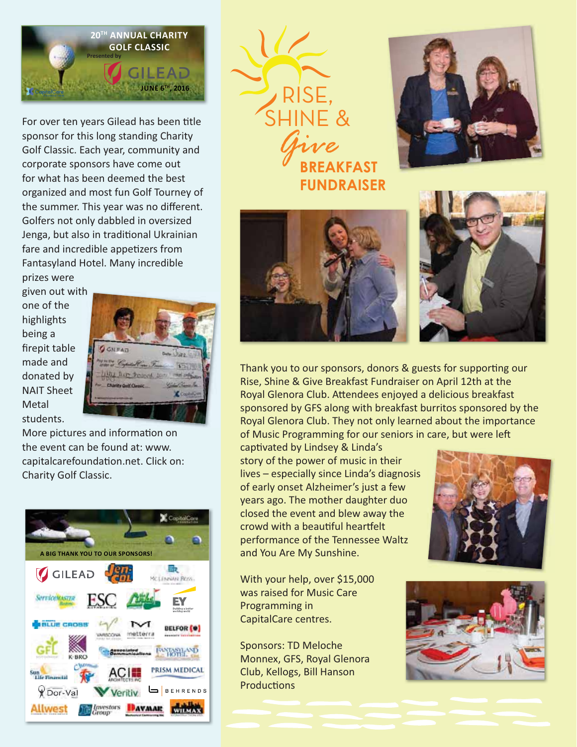## 20TH ANNUAL CHARITY GOLF CLASSIC

Presented by GILEAD

JUNE 6TH, 2016

For over ten years Gilead has been title sponsor for this long standing Charity Golf Classic. Each year, community and corporate sponsors have come out for what has been deemed the best organized and most fun Golf Tourney of the summer. This year was no different. Golfers not only dabbled in oversized Jenga, but also in traditional Ukrainian fare and incredible appetizers from Fantasyland Hotel. Many incredible prizes were given out with one of the highlights being a firepit table made and donated by NAIT Sheet Metal students.

More pictures and information on the event can be found at: www.capitalcarefoundation.net. Click on: Charity Golf Classic.

**A BIG THANK YOU TO OUR SPONSORS!**

# RISE, SHINE & *Give* BREAKFAST FUNDRAISER

Thank you to our sponsors, donors & guests for supporting our Rise, Shine & Give Breakfast Fundraiser on April 12th at the Royal Glenora Club. Attendees enjoyed a delicious breakfast sponsored by GFS along with breakfast burritos sponsored by the Royal Glenora Club. They not only learned about the importance of Music Programming for our seniors in care, but were left captivated by Lindsey & Linda's story of the power of music in their lives – especially since Linda's diagnosis of early onset Alzheimer's just a few years ago. The mother daughter duo closed the event and blew away the crowd with a beautiful heartfelt performance of the Tennessee Waltz and You Are My Sunshine.

With your help, over $15,000 was raised for Music Care Programming in CapitalCare centres.

Sponsors: TD Meloche Monnex, GFS, Royal Glenora Club, Kellogs, Bill Hanson Productions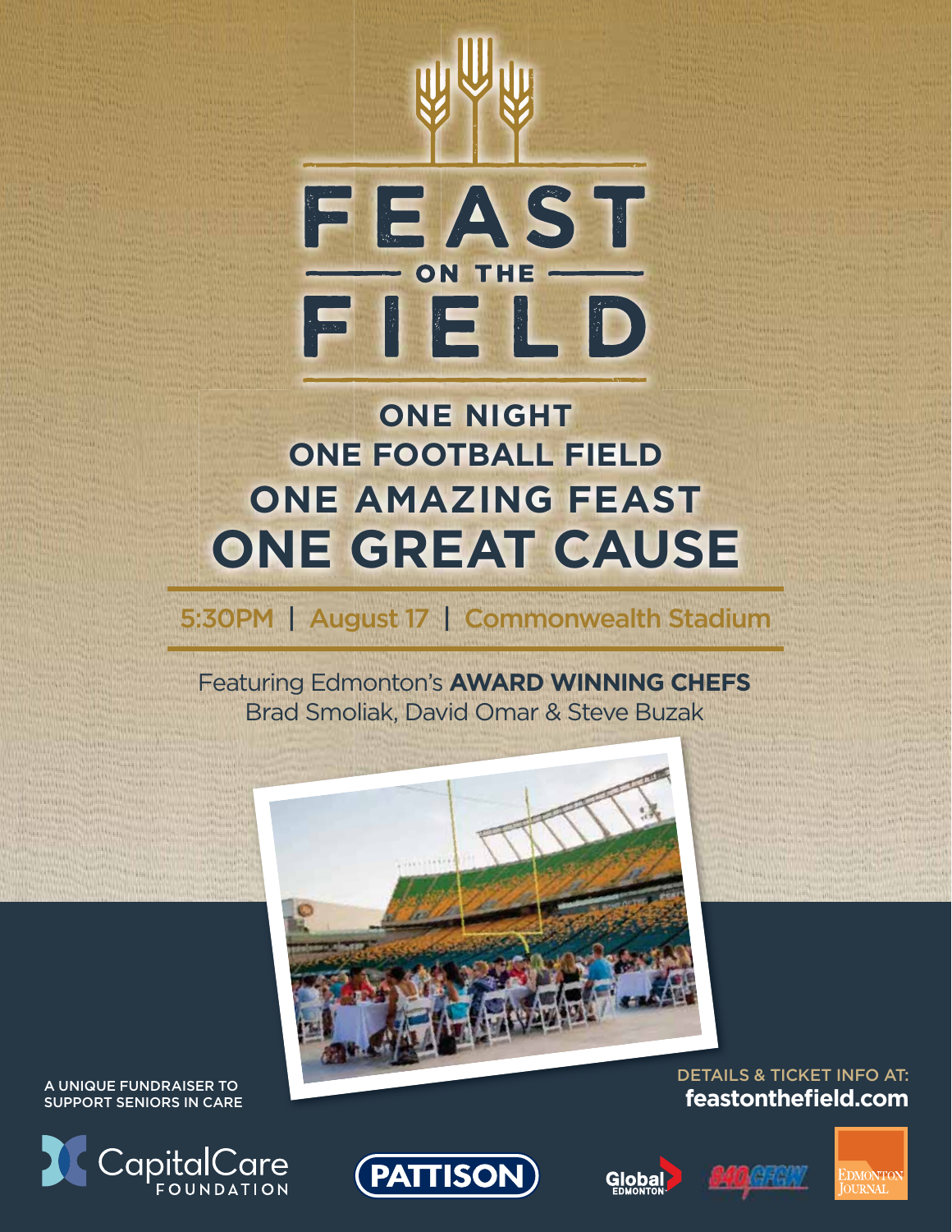# FEAST ON THE FIELD

## ONE NIGHT
## ONE FOOTBALL FIELD
## ONE AMAZING FEAST
## ONE GREAT CAUSE

5:30PM | August 17 | Commonwealth Stadium

Featuring Edmonton's **AWARD WINNING CHEFS**
Brad Smoliak, David Omar & Steve Buzak

A UNIQUE FUNDRAISER TO SUPPORT SENIORS IN CARE

DETAILS & TICKET INFO AT:
**feastonthefield.com**

CapitalCare FOUNDATION

PATTISON

Global EDMONTON

840 CFCW

EDMONTON JOURNAL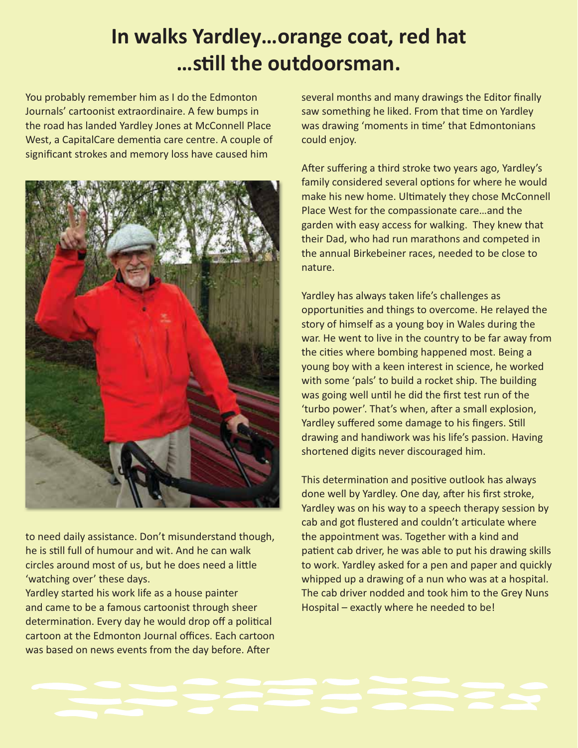# In walks Yardley…orange coat, red hat …still the outdoorsman.

You probably remember him as I do the Edmonton Journals' cartoonist extraordinaire. A few bumps in the road has landed Yardley Jones at McConnell Place West, a CapitalCare dementia care centre. A couple of significant strokes and memory loss have caused him to need daily assistance. Don't misunderstand though, he is still full of humour and wit. And he can walk circles around most of us, but he does need a little 'watching over' these days.

Yardley started his work life as a house painter and came to be a famous cartoonist through sheer determination. Every day he would drop off a political cartoon at the Edmonton Journal offices. Each cartoon was based on news events from the day before. After several months and many drawings the Editor finally saw something he liked. From that time on Yardley was drawing 'moments in time' that Edmontonians could enjoy.

After suffering a third stroke two years ago, Yardley's family considered several options for where he would make his new home. Ultimately they chose McConnell Place West for the compassionate care…and the garden with easy access for walking. They knew that their Dad, who had run marathons and competed in the annual Birkebeiner races, needed to be close to nature.

Yardley has always taken life's challenges as opportunities and things to overcome. He relayed the story of himself as a young boy in Wales during the war. He went to live in the country to be far away from the cities where bombing happened most. Being a young boy with a keen interest in science, he worked with some 'pals' to build a rocket ship. The building was going well until he did the first test run of the 'turbo power'. That's when, after a small explosion, Yardley suffered some damage to his fingers. Still drawing and handiwork was his life's passion. Having shortened digits never discouraged him.

This determination and positive outlook has always done well by Yardley. One day, after his first stroke, Yardley was on his way to a speech therapy session by cab and got flustered and couldn't articulate where the appointment was. Together with a kind and patient cab driver, he was able to put his drawing skills to work. Yardley asked for a pen and paper and quickly whipped up a drawing of a nun who was at a hospital. The cab driver nodded and took him to the Grey Nuns Hospital – exactly where he needed to be!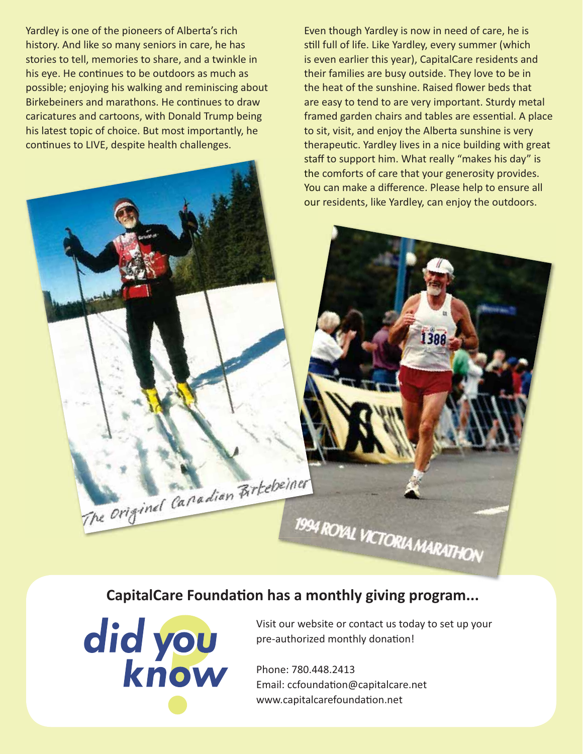Yardley is one of the pioneers of Alberta's rich history. And like so many seniors in care, he has stories to tell, memories to share, and a twinkle in his eye. He continues to be outdoors as much as possible; enjoying his walking and reminiscing about Birkebeiners and marathons. He continues to draw caricatures and cartoons, with Donald Trump being his latest topic of choice. But most importantly, he continues to LIVE, despite health challenges.

Even though Yardley is now in need of care, he is still full of life. Like Yardley, every summer (which is even earlier this year), CapitalCare residents and their families are busy outside. They love to be in the heat of the sunshine. Raised flower beds that are easy to tend to are very important. Sturdy metal framed garden chairs and tables are essential. A place to sit, visit, and enjoy the Alberta sunshine is very therapeutic. Yardley lives in a nice building with great staff to support him. What really "makes his day" is the comforts of care that your generosity provides. You can make a difference. Please help to ensure all our residents, like Yardley, can enjoy the outdoors.

The Original Canadian Birkebeiner

1994 ROYAL VICTORIA MARATHON

## CapitalCare Foundation has a monthly giving program...

**did you know?**

Visit our website or contact us today to set up your pre-authorized monthly donation!

Phone: 780.448.2413
Email: ccfoundation@capitalcare.net
www.capitalcarefoundation.net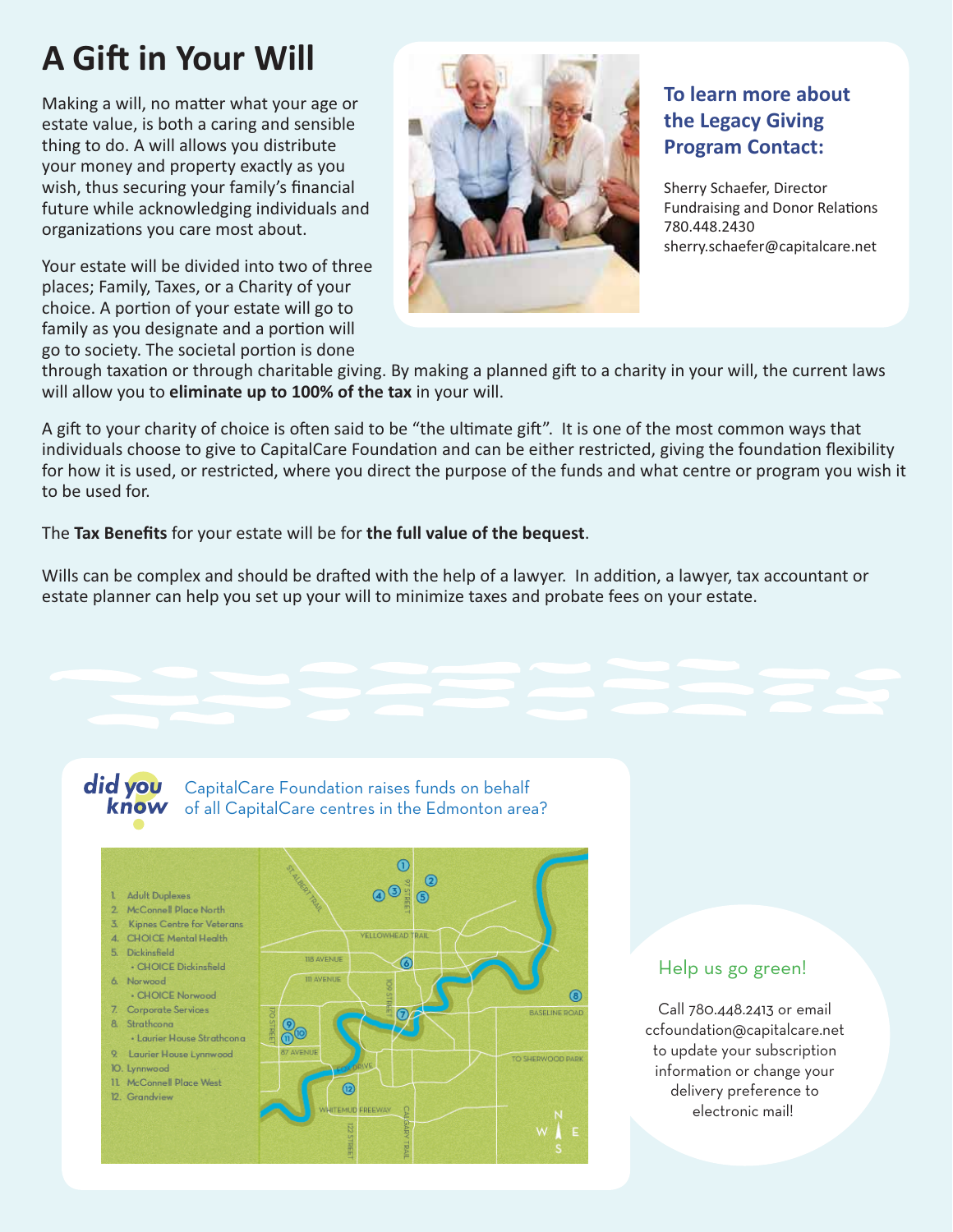# A Gift in Your Will

Making a will, no matter what your age or estate value, is both a caring and sensible thing to do. A will allows you distribute your money and property exactly as you wish, thus securing your family's financial future while acknowledging individuals and organizations you care most about.

Your estate will be divided into two of three places; Family, Taxes, or a Charity of your choice. A portion of your estate will go to family as you designate and a portion will go to society. The societal portion is done through taxation or through charitable giving. By making a planned gift to a charity in your will, the current laws will allow you to **eliminate up to 100% of the tax** in your will.

A gift to your charity of choice is often said to be "the ultimate gift". It is one of the most common ways that individuals choose to give to CapitalCare Foundation and can be either restricted, giving the foundation flexibility for how it is used, or restricted, where you direct the purpose of the funds and what centre or program you wish it to be used for.

The **Tax Benefits** for your estate will be for **the full value of the bequest**.

Wills can be complex and should be drafted with the help of a lawyer. In addition, a lawyer, tax accountant or estate planner can help you set up your will to minimize taxes and probate fees on your estate.

### To learn more about the Legacy Giving Program Contact:

Sherry Schaefer, Director
Fundraising and Donor Relations
780.448.2430
sherry.schaefer@capitalcare.net

## did you know

CapitalCare Foundation raises funds on behalf of all CapitalCare centres in the Edmonton area?

1. Adult Duplexes
2. McConnell Place North
3. Kipnes Centre for Veterans
4. CHOICE Mental Health
5. Dickinsfield
   - CHOICE Dickinsfield
6. Norwood
   - CHOICE Norwood
7. Corporate Services
8. Strathcona
   - Laurier House Strathcona
9. Laurier House Lynnwood
10. Lynnwood
11. McConnell Place West
12. Grandview

### Help us go green!

Call 780.448.2413 or email ccfoundation@capitalcare.net to update your subscription information or change your delivery preference to electronic mail!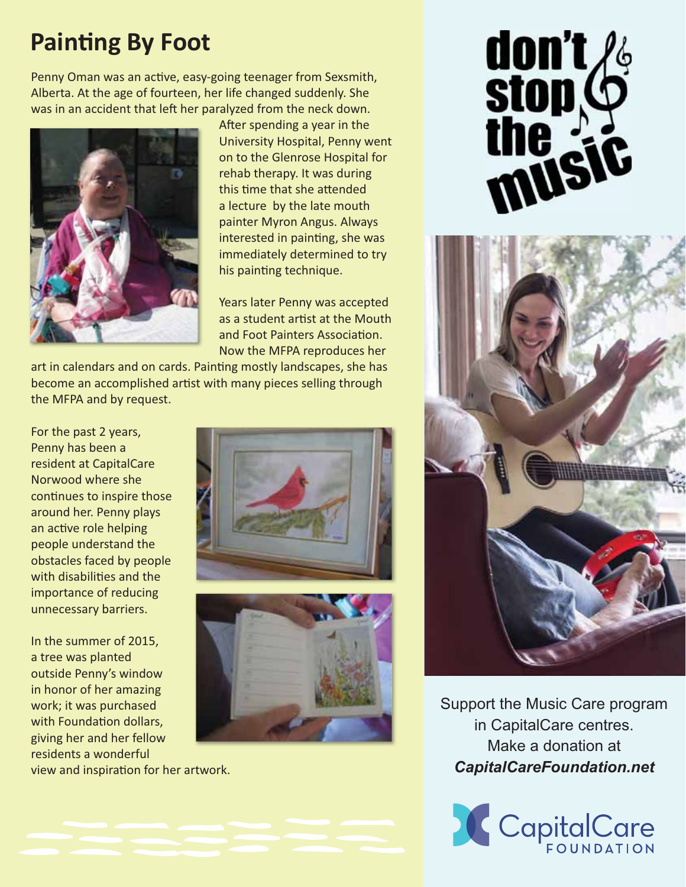# Painting By Foot

Penny Oman was an active, easy-going teenager from Sexsmith, Alberta. At the age of fourteen, her life changed suddenly. She was in an accident that left her paralyzed from the neck down. After spending a year in the University Hospital, Penny went on to the Glenrose Hospital for rehab therapy. It was during this time that she attended a lecture by the late mouth painter Myron Angus. Always interested in painting, she was immediately determined to try his painting technique.

Years later Penny was accepted as a student artist at the Mouth and Foot Painters Association. Now the MFPA reproduces her art in calendars and on cards. Painting mostly landscapes, she has become an accomplished artist with many pieces selling through the MFPA and by request.

For the past 2 years, Penny has been a resident at CapitalCare Norwood where she continues to inspire those around her. Penny plays an active role helping people understand the obstacles faced by people with disabilities and the importance of reducing unnecessary barriers.

In the summer of 2015, a tree was planted outside Penny's window in honor of her amazing work; it was purchased with Foundation dollars, giving her and her fellow residents a wonderful view and inspiration for her artwork.

**don't stop the music**

Support the Music Care program in CapitalCare centres. Make a donation at ***CapitalCareFoundation.net***

CapitalCare FOUNDATION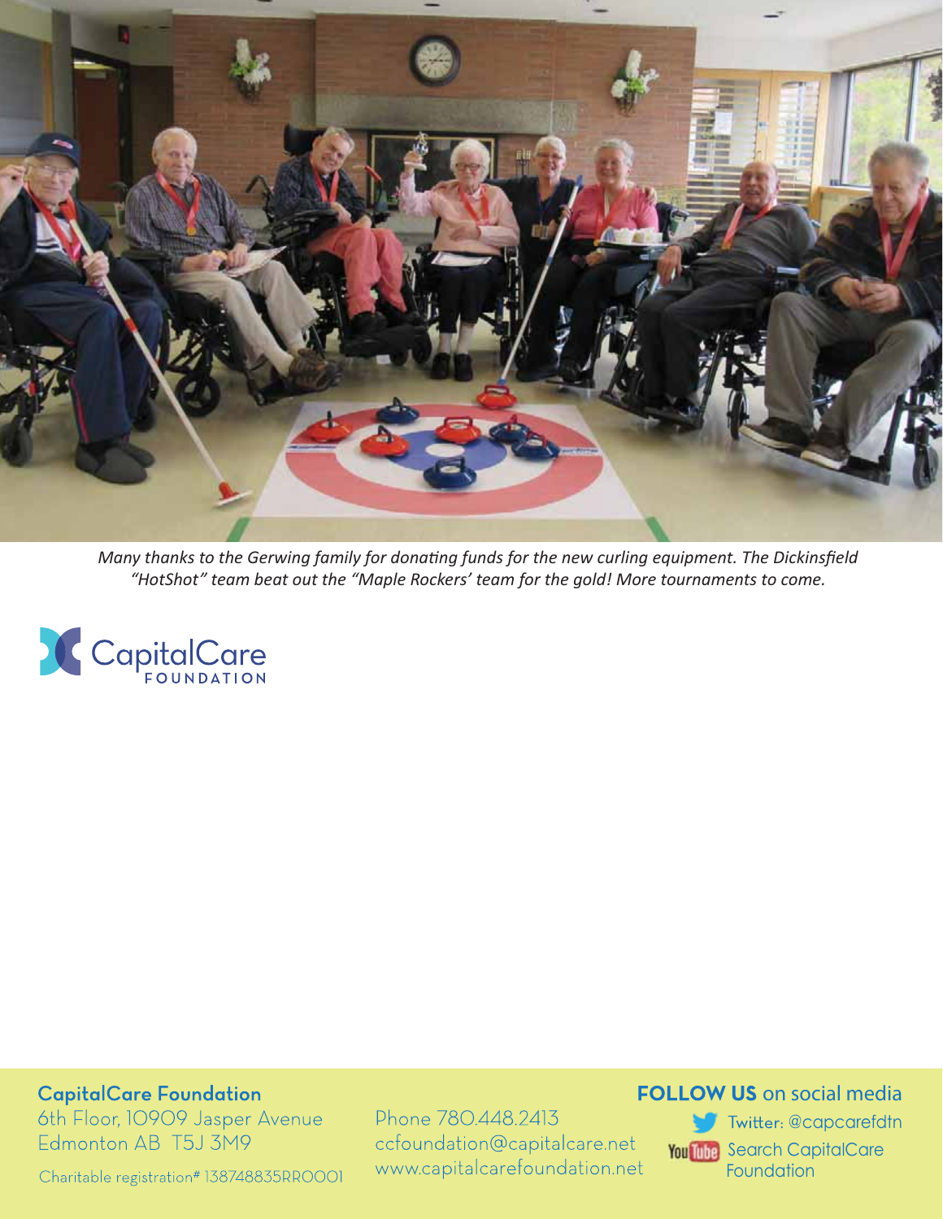*Many thanks to the Gerwing family for donating funds for the new curling equipment. The Dickinsfield “HotShot” team beat out the “Maple Rockers’ team for the gold! More tournaments to come.*

CapitalCare FOUNDATION

**CapitalCare Foundation**
6th Floor, 10909 Jasper Avenue
Edmonton AB T5J 3M9

Charitable registration# 138748835RR0001

Phone 780.448.2413
ccfoundation@capitalcare.net
www.capitalcarefoundation.net

**FOLLOW US** on social media

Twitter: @capcarefdtn

YouTube: Search CapitalCare Foundation